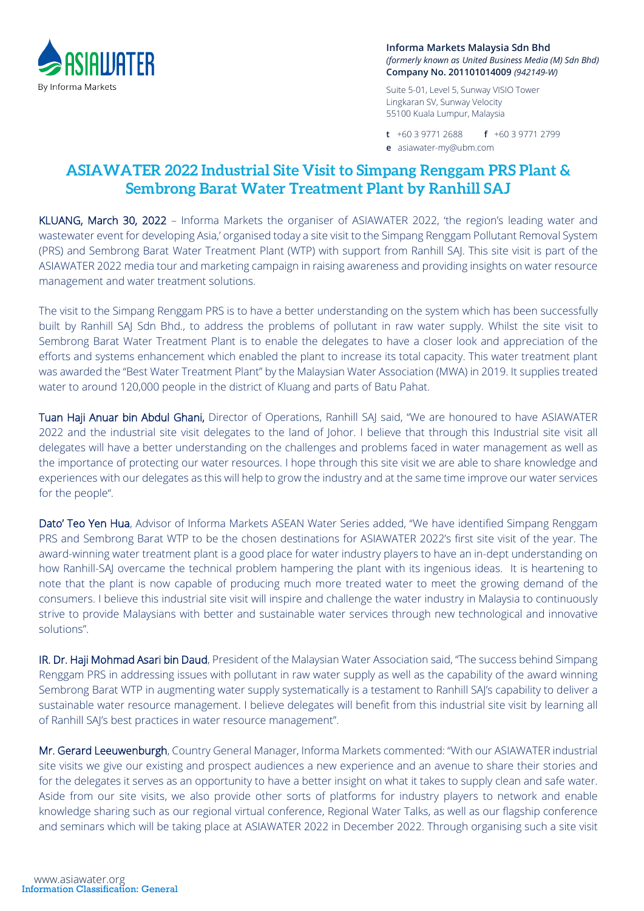**Informa Markets Malaysia Sdn Bhd**
*(formerly known as United Business Media (M) Sdn Bhd)*
**Company No. 201101014009** *(942149-W)*

Suite 5-01, Level 5, Sunway VISIO Tower
Lingkaran SV, Sunway Velocity
55100 Kuala Lumpur, Malaysia

**t** +60 3 9771 2688 **f** +60 3 9771 2799
**e** asiawater-my@ubm.com

# ASIAWATER 2022 Industrial Site Visit to Simpang Renggam PRS Plant & Sembrong Barat Water Treatment Plant by Ranhill SAJ

KLUANG, March 30, 2022 – Informa Markets the organiser of ASIAWATER 2022, 'the region's leading water and wastewater event for developing Asia,' organised today a site visit to the Simpang Renggam Pollutant Removal System (PRS) and Sembrong Barat Water Treatment Plant (WTP) with support from Ranhill SAJ. This site visit is part of the ASIAWATER 2022 media tour and marketing campaign in raising awareness and providing insights on water resource management and water treatment solutions.

The visit to the Simpang Renggam PRS is to have a better understanding on the system which has been successfully built by Ranhill SAJ Sdn Bhd., to address the problems of pollutant in raw water supply. Whilst the site visit to Sembrong Barat Water Treatment Plant is to enable the delegates to have a closer look and appreciation of the efforts and systems enhancement which enabled the plant to increase its total capacity. This water treatment plant was awarded the "Best Water Treatment Plant" by the Malaysian Water Association (MWA) in 2019. It supplies treated water to around 120,000 people in the district of Kluang and parts of Batu Pahat.

Tuan Haji Anuar bin Abdul Ghani, Director of Operations, Ranhill SAJ said, "We are honoured to have ASIAWATER 2022 and the industrial site visit delegates to the land of Johor. I believe that through this Industrial site visit all delegates will have a better understanding on the challenges and problems faced in water management as well as the importance of protecting our water resources. I hope through this site visit we are able to share knowledge and experiences with our delegates as this will help to grow the industry and at the same time improve our water services for the people".

Dato' Teo Yen Hua, Advisor of Informa Markets ASEAN Water Series added, "We have identified Simpang Renggam PRS and Sembrong Barat WTP to be the chosen destinations for ASIAWATER 2022's first site visit of the year. The award-winning water treatment plant is a good place for water industry players to have an in-dept understanding on how Ranhill-SAJ overcame the technical problem hampering the plant with its ingenious ideas. It is heartening to note that the plant is now capable of producing much more treated water to meet the growing demand of the consumers. I believe this industrial site visit will inspire and challenge the water industry in Malaysia to continuously strive to provide Malaysians with better and sustainable water services through new technological and innovative solutions".

IR. Dr. Haji Mohmad Asari bin Daud, President of the Malaysian Water Association said, "The success behind Simpang Renggam PRS in addressing issues with pollutant in raw water supply as well as the capability of the award winning Sembrong Barat WTP in augmenting water supply systematically is a testament to Ranhill SAJ's capability to deliver a sustainable water resource management. I believe delegates will benefit from this industrial site visit by learning all of Ranhill SAJ's best practices in water resource management".

Mr. Gerard Leeuwenburgh, Country General Manager, Informa Markets commented: "With our ASIAWATER industrial site visits we give our existing and prospect audiences a new experience and an avenue to share their stories and for the delegates it serves as an opportunity to have a better insight on what it takes to supply clean and safe water. Aside from our site visits, we also provide other sorts of platforms for industry players to network and enable knowledge sharing such as our regional virtual conference, Regional Water Talks, as well as our flagship conference and seminars which will be taking place at ASIAWATER 2022 in December 2022. Through organising such a site visit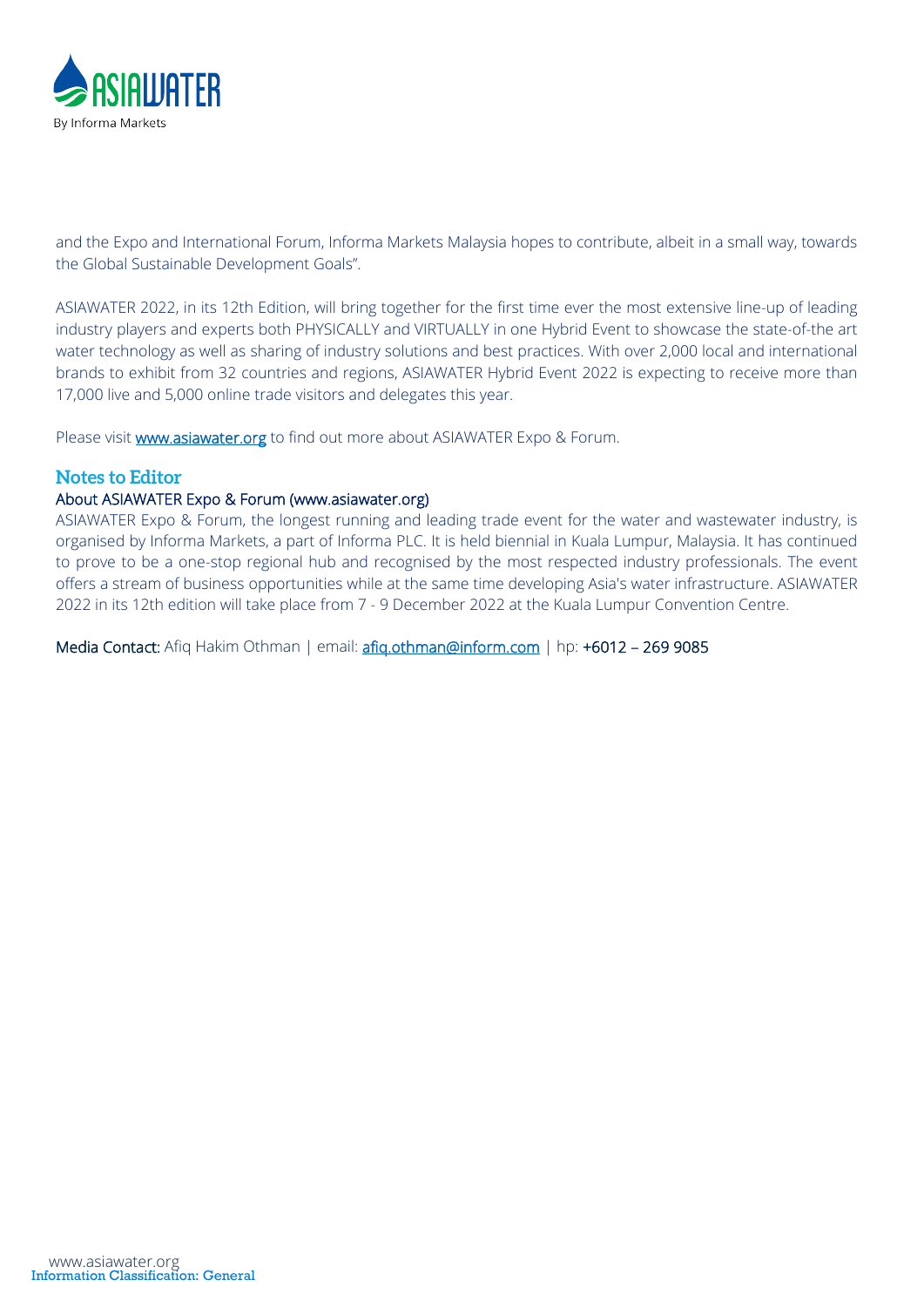and the Expo and International Forum, Informa Markets Malaysia hopes to contribute, albeit in a small way, towards the Global Sustainable Development Goals".

ASIAWATER 2022, in its 12th Edition, will bring together for the first time ever the most extensive line-up of leading industry players and experts both PHYSICALLY and VIRTUALLY in one Hybrid Event to showcase the state-of-the art water technology as well as sharing of industry solutions and best practices. With over 2,000 local and international brands to exhibit from 32 countries and regions, ASIAWATER Hybrid Event 2022 is expecting to receive more than 17,000 live and 5,000 online trade visitors and delegates this year.

Please visit [www.asiawater.org](http://www.asiawater.org) to find out more about ASIAWATER Expo & Forum.

## Notes to Editor

About ASIAWATER Expo & Forum (www.asiawater.org)

ASIAWATER Expo & Forum, the longest running and leading trade event for the water and wastewater industry, is organised by Informa Markets, a part of Informa PLC. It is held biennial in Kuala Lumpur, Malaysia. It has continued to prove to be a one-stop regional hub and recognised by the most respected industry professionals. The event offers a stream of business opportunities while at the same time developing Asia's water infrastructure. ASIAWATER 2022 in its 12th edition will take place from 7 - 9 December 2022 at the Kuala Lumpur Convention Centre.

Media Contact: Afiq Hakim Othman | email: [afiq.othman@inform.com](mailto:afiq.othman@inform.com) | hp: +6012 – 269 9085